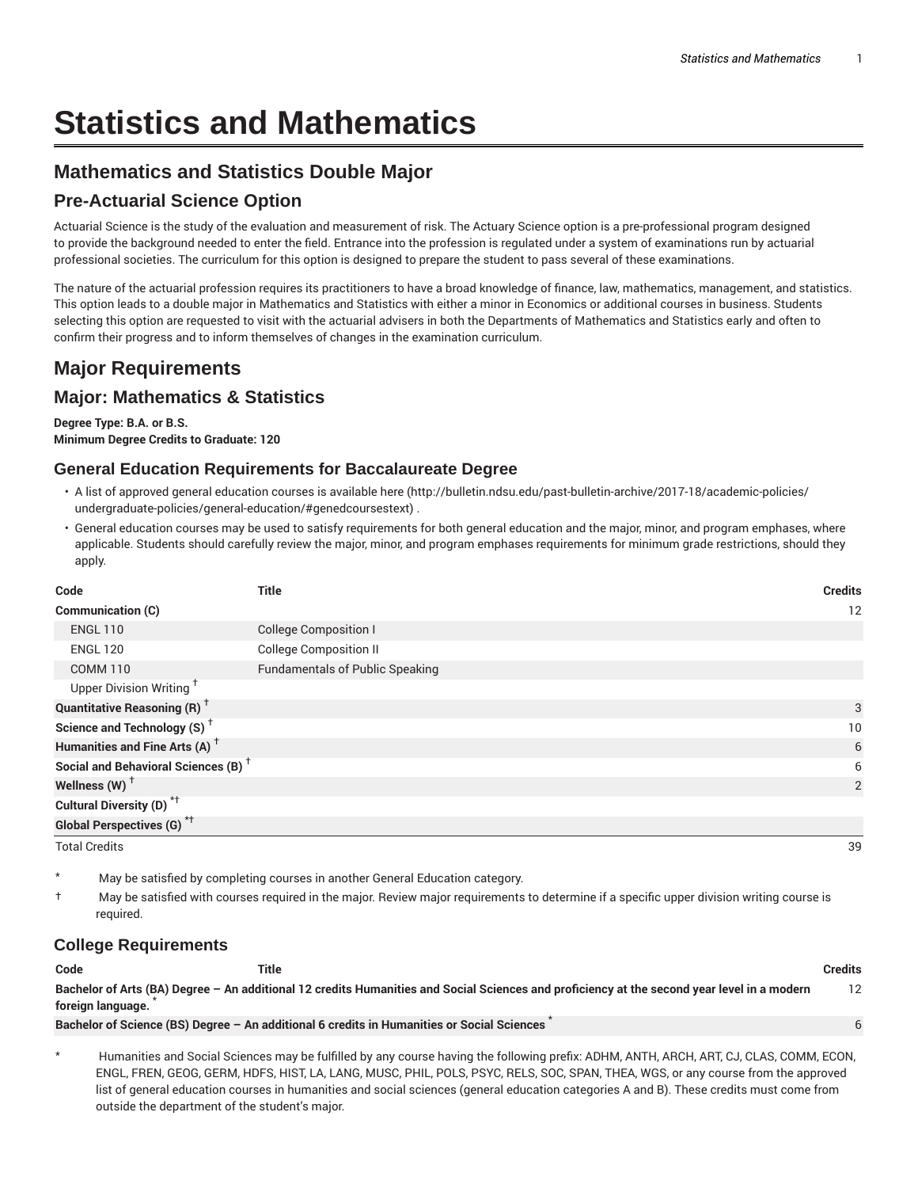# Statistics and Mathematics

## Mathematics and Statistics Double Major

## Pre-Actuarial Science Option

Actuarial Science is the study of the evaluation and measurement of risk. The Actuary Science option is a pre-professional program designed to provide the background needed to enter the field. Entrance into the profession is regulated under a system of examinations run by actuarial professional societies. The curriculum for this option is designed to prepare the student to pass several of these examinations.

The nature of the actuarial profession requires its practitioners to have a broad knowledge of finance, law, mathematics, management, and statistics. This option leads to a double major in Mathematics and Statistics with either a minor in Economics or additional courses in business. Students selecting this option are requested to visit with the actuarial advisers in both the Departments of Mathematics and Statistics early and often to confirm their progress and to inform themselves of changes in the examination curriculum.

## Major Requirements

## Major: Mathematics & Statistics

**Degree Type: B.A. or B.S.**
**Minimum Degree Credits to Graduate: 120**

### General Education Requirements for Baccalaureate Degree

- A list of approved general education courses is available here (http://bulletin.ndsu.edu/past-bulletin-archive/2017-18/academic-policies/undergraduate-policies/general-education/#genedcoursestext) .
- General education courses may be used to satisfy requirements for both general education and the major, minor, and program emphases, where applicable. Students should carefully review the major, minor, and program emphases requirements for minimum grade restrictions, should they apply.

| Code | Title | Credits |
|---|---|---|
| **Communication (C)** | | 12 |
| ENGL 110 | College Composition I | |
| ENGL 120 | College Composition II | |
| COMM 110 | Fundamentals of Public Speaking | |
| Upper Division Writing † | | |
| **Quantitative Reasoning (R) †** | | 3 |
| **Science and Technology (S) †** | | 10 |
| **Humanities and Fine Arts (A) †** | | 6 |
| **Social and Behavioral Sciences (B) †** | | 6 |
| **Wellness (W) †** | | 2 |
| **Cultural Diversity (D) *†** | | |
| **Global Perspectives (G) *†** | | |
| Total Credits | | 39 |

\* May be satisfied by completing courses in another General Education category.

† May be satisfied with courses required in the major. Review major requirements to determine if a specific upper division writing course is required.

### College Requirements

| Code | Title | Credits |
|---|---|---|
| **Bachelor of Arts (BA) Degree – An additional 12 credits Humanities and Social Sciences and proficiency at the second year level in a modern foreign language. *** | | 12 |
| **Bachelor of Science (BS) Degree – An additional 6 credits in Humanities or Social Sciences *** | | 6 |

\* Humanities and Social Sciences may be fulfilled by any course having the following prefix: ADHM, ANTH, ARCH, ART, CJ, CLAS, COMM, ECON, ENGL, FREN, GEOG, GERM, HDFS, HIST, LA, LANG, MUSC, PHIL, POLS, PSYC, RELS, SOC, SPAN, THEA, WGS, or any course from the approved list of general education courses in humanities and social sciences (general education categories A and B). These credits must come from outside the department of the student's major.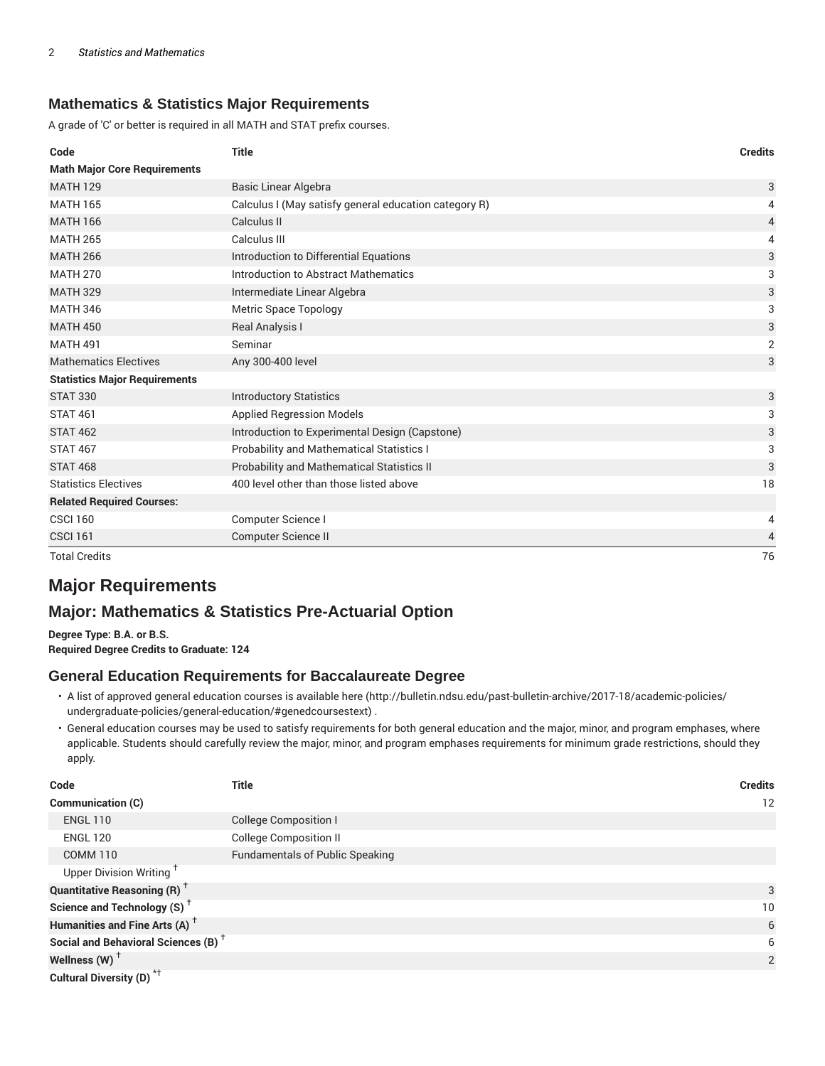### Mathematics & Statistics Major Requirements

A grade of 'C' or better is required in all MATH and STAT prefix courses.

| Code | Title | Credits |
|---|---|---|
| **Math Major Core Requirements** | | |
| MATH 129 | Basic Linear Algebra | 3 |
| MATH 165 | Calculus I (May satisfy general education category R) | 4 |
| MATH 166 | Calculus II | 4 |
| MATH 265 | Calculus III | 4 |
| MATH 266 | Introduction to Differential Equations | 3 |
| MATH 270 | Introduction to Abstract Mathematics | 3 |
| MATH 329 | Intermediate Linear Algebra | 3 |
| MATH 346 | Metric Space Topology | 3 |
| MATH 450 | Real Analysis I | 3 |
| MATH 491 | Seminar | 2 |
| Mathematics Electives | Any 300-400 level | 3 |
| **Statistics Major Requirements** | | |
| STAT 330 | Introductory Statistics | 3 |
| STAT 461 | Applied Regression Models | 3 |
| STAT 462 | Introduction to Experimental Design (Capstone) | 3 |
| STAT 467 | Probability and Mathematical Statistics I | 3 |
| STAT 468 | Probability and Mathematical Statistics II | 3 |
| Statistics Electives | 400 level other than those listed above | 18 |
| **Related Required Courses:** | | |
| CSCI 160 | Computer Science I | 4 |
| CSCI 161 | Computer Science II | 4 |
| Total Credits | | 76 |

## Major Requirements

## Major: Mathematics & Statistics Pre-Actuarial Option

**Degree Type: B.A. or B.S.**
**Required Degree Credits to Graduate: 124**

### General Education Requirements for Baccalaureate Degree

- A list of approved general education courses is available here (http://bulletin.ndsu.edu/past-bulletin-archive/2017-18/academic-policies/undergraduate-policies/general-education/#genedcoursestext) .
- General education courses may be used to satisfy requirements for both general education and the major, minor, and program emphases, where applicable. Students should carefully review the major, minor, and program emphases requirements for minimum grade restrictions, should they apply.

| Code | Title | Credits |
|---|---|---|
| **Communication (C)** | | 12 |
| ENGL 110 | College Composition I | |
| ENGL 120 | College Composition II | |
| COMM 110 | Fundamentals of Public Speaking | |
| Upper Division Writing † | | |
| **Quantitative Reasoning (R)** † | | 3 |
| **Science and Technology (S)** † | | 10 |
| **Humanities and Fine Arts (A)** † | | 6 |
| **Social and Behavioral Sciences (B)** † | | 6 |
| **Wellness (W)** † | | 2 |
| **Cultural Diversity (D)** *† | | |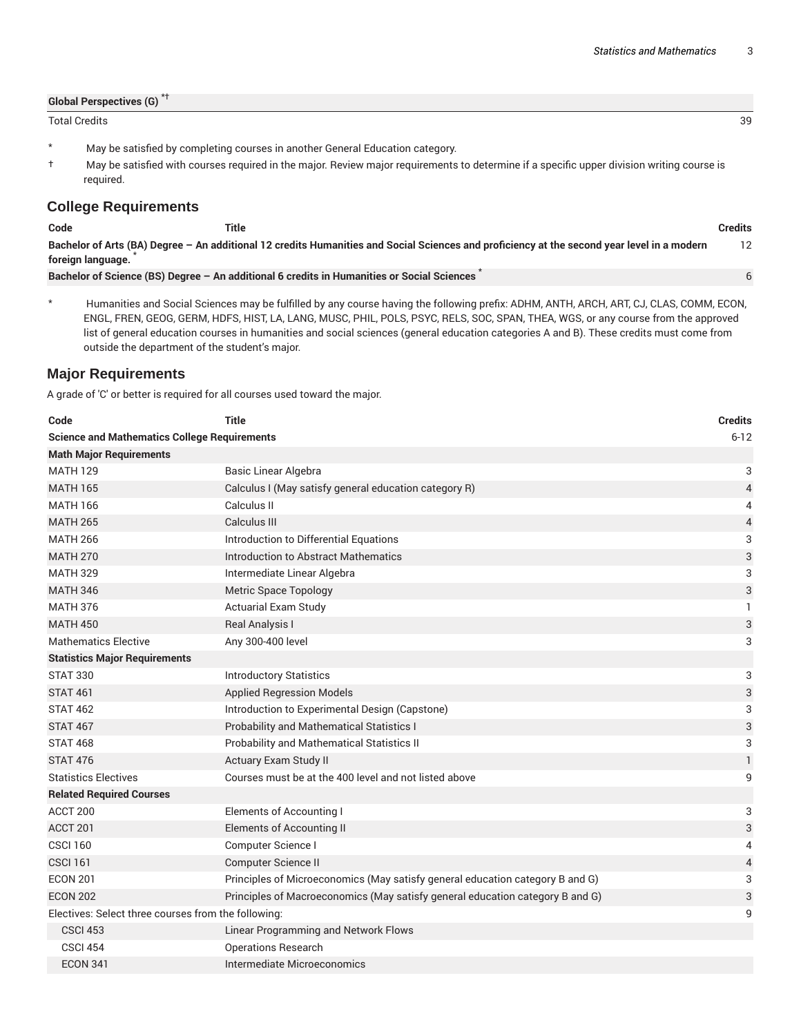| | | |
|---|---|---|
| **Global Perspectives (G)** *† | | |
| Total Credits | | 39 |

\* May be satisfied by completing courses in another General Education category.

† May be satisfied with courses required in the major. Review major requirements to determine if a specific upper division writing course is required.

## College Requirements

| Code | Title | Credits |
|---|---|---|
| **Bachelor of Arts (BA) Degree – An additional 12 credits Humanities and Social Sciences and proficiency at the second year level in a modern foreign language.** * | | 12 |
| **Bachelor of Science (BS) Degree – An additional 6 credits in Humanities or Social Sciences** * | | 6 |

\* Humanities and Social Sciences may be fulfilled by any course having the following prefix: ADHM, ANTH, ARCH, ART, CJ, CLAS, COMM, ECON, ENGL, FREN, GEOG, GERM, HDFS, HIST, LA, LANG, MUSC, PHIL, POLS, PSYC, RELS, SOC, SPAN, THEA, WGS, or any course from the approved list of general education courses in humanities and social sciences (general education categories A and B). These credits must come from outside the department of the student's major.

## Major Requirements

A grade of 'C' or better is required for all courses used toward the major.

| Code | Title | Credits |
|---|---|---|
| **Science and Mathematics College Requirements** | | 6-12 |
| **Math Major Requirements** | | |
| MATH 129 | Basic Linear Algebra | 3 |
| MATH 165 | Calculus I (May satisfy general education category R) | 4 |
| MATH 166 | Calculus II | 4 |
| MATH 265 | Calculus III | 4 |
| MATH 266 | Introduction to Differential Equations | 3 |
| MATH 270 | Introduction to Abstract Mathematics | 3 |
| MATH 329 | Intermediate Linear Algebra | 3 |
| MATH 346 | Metric Space Topology | 3 |
| MATH 376 | Actuarial Exam Study | 1 |
| MATH 450 | Real Analysis I | 3 |
| Mathematics Elective | Any 300-400 level | 3 |
| **Statistics Major Requirements** | | |
| STAT 330 | Introductory Statistics | 3 |
| STAT 461 | Applied Regression Models | 3 |
| STAT 462 | Introduction to Experimental Design (Capstone) | 3 |
| STAT 467 | Probability and Mathematical Statistics I | 3 |
| STAT 468 | Probability and Mathematical Statistics II | 3 |
| STAT 476 | Actuary Exam Study II | 1 |
| Statistics Electives | Courses must be at the 400 level and not listed above | 9 |
| **Related Required Courses** | | |
| ACCT 200 | Elements of Accounting I | 3 |
| ACCT 201 | Elements of Accounting II | 3 |
| CSCI 160 | Computer Science I | 4 |
| CSCI 161 | Computer Science II | 4 |
| ECON 201 | Principles of Microeconomics (May satisfy general education category B and G) | 3 |
| ECON 202 | Principles of Macroeconomics (May satisfy general education category B and G) | 3 |
| Electives: Select three courses from the following: | | 9 |
| CSCI 453 | Linear Programming and Network Flows | |
| CSCI 454 | Operations Research | |
| ECON 341 | Intermediate Microeconomics | |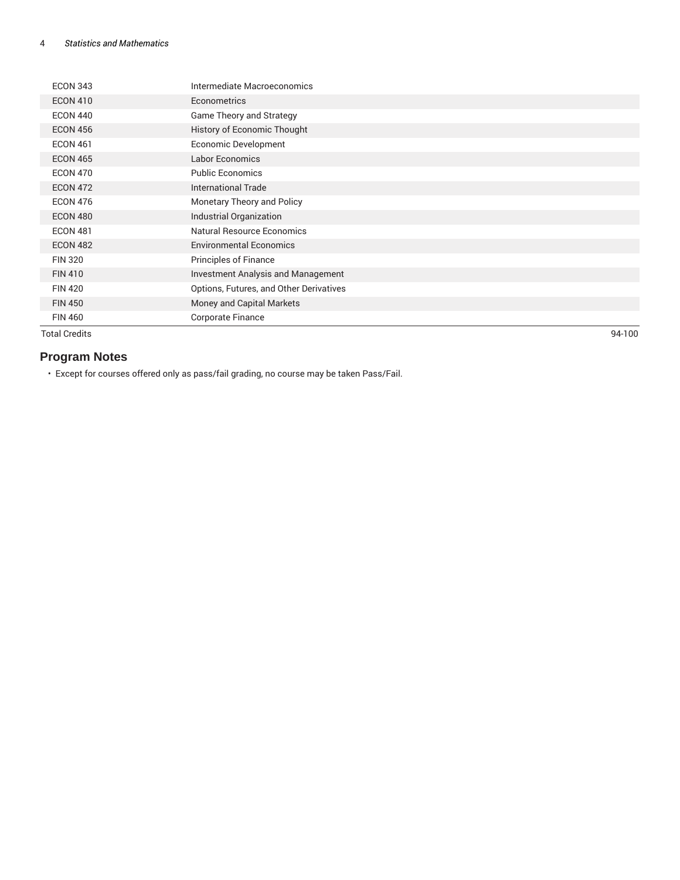| | | |
|---|---|---|
| ECON 343 | Intermediate Macroeconomics | |
| ECON 410 | Econometrics | |
| ECON 440 | Game Theory and Strategy | |
| ECON 456 | History of Economic Thought | |
| ECON 461 | Economic Development | |
| ECON 465 | Labor Economics | |
| ECON 470 | Public Economics | |
| ECON 472 | International Trade | |
| ECON 476 | Monetary Theory and Policy | |
| ECON 480 | Industrial Organization | |
| ECON 481 | Natural Resource Economics | |
| ECON 482 | Environmental Economics | |
| FIN 320 | Principles of Finance | |
| FIN 410 | Investment Analysis and Management | |
| FIN 420 | Options, Futures, and Other Derivatives | |
| FIN 450 | Money and Capital Markets | |
| FIN 460 | Corporate Finance | |
| Total Credits | | 94-100 |

## Program Notes

- Except for courses offered only as pass/fail grading, no course may be taken Pass/Fail.